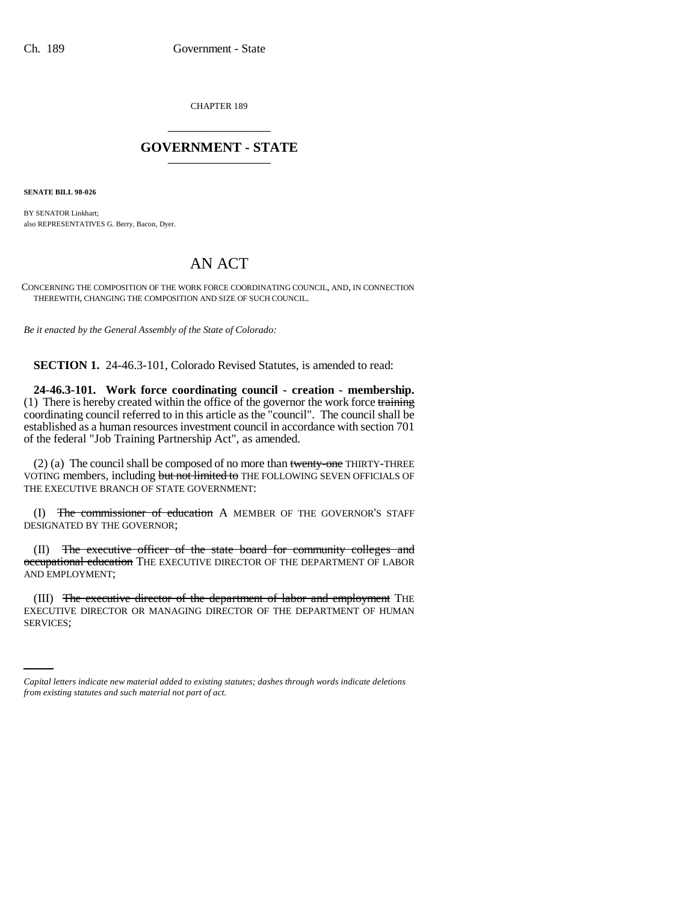CHAPTER 189

# GOVERNMENT - STATE

**SENATE BILL 98-026**

BY SENATOR Linkhart;
also REPRESENTATIVES G. Berry, Bacon, Dyer.

# AN ACT

CONCERNING THE COMPOSITION OF THE WORK FORCE COORDINATING COUNCIL, AND, IN CONNECTION THEREWITH, CHANGING THE COMPOSITION AND SIZE OF SUCH COUNCIL.

*Be it enacted by the General Assembly of the State of Colorado:*

**SECTION 1.** 24-46.3-101, Colorado Revised Statutes, is amended to read:

**24-46.3-101. Work force coordinating council - creation - membership.** (1) There is hereby created within the office of the governor the work force ~~training~~ coordinating council referred to in this article as the "council". The council shall be established as a human resources investment council in accordance with section 701 of the federal "Job Training Partnership Act", as amended.

(2) (a) The council shall be composed of no more than ~~twenty-one~~ THIRTY-THREE VOTING members, including ~~but not limited to~~ THE FOLLOWING SEVEN OFFICIALS OF THE EXECUTIVE BRANCH OF STATE GOVERNMENT:

(I) ~~The commissioner of education~~ A MEMBER OF THE GOVERNOR'S STAFF DESIGNATED BY THE GOVERNOR;

(II) ~~The executive officer of the state board for community colleges and occupational education~~ THE EXECUTIVE DIRECTOR OF THE DEPARTMENT OF LABOR AND EMPLOYMENT;

(III) ~~The executive director of the department of labor and employment~~ THE EXECUTIVE DIRECTOR OR MANAGING DIRECTOR OF THE DEPARTMENT OF HUMAN SERVICES;

*Capital letters indicate new material added to existing statutes; dashes through words indicate deletions from existing statutes and such material not part of act.*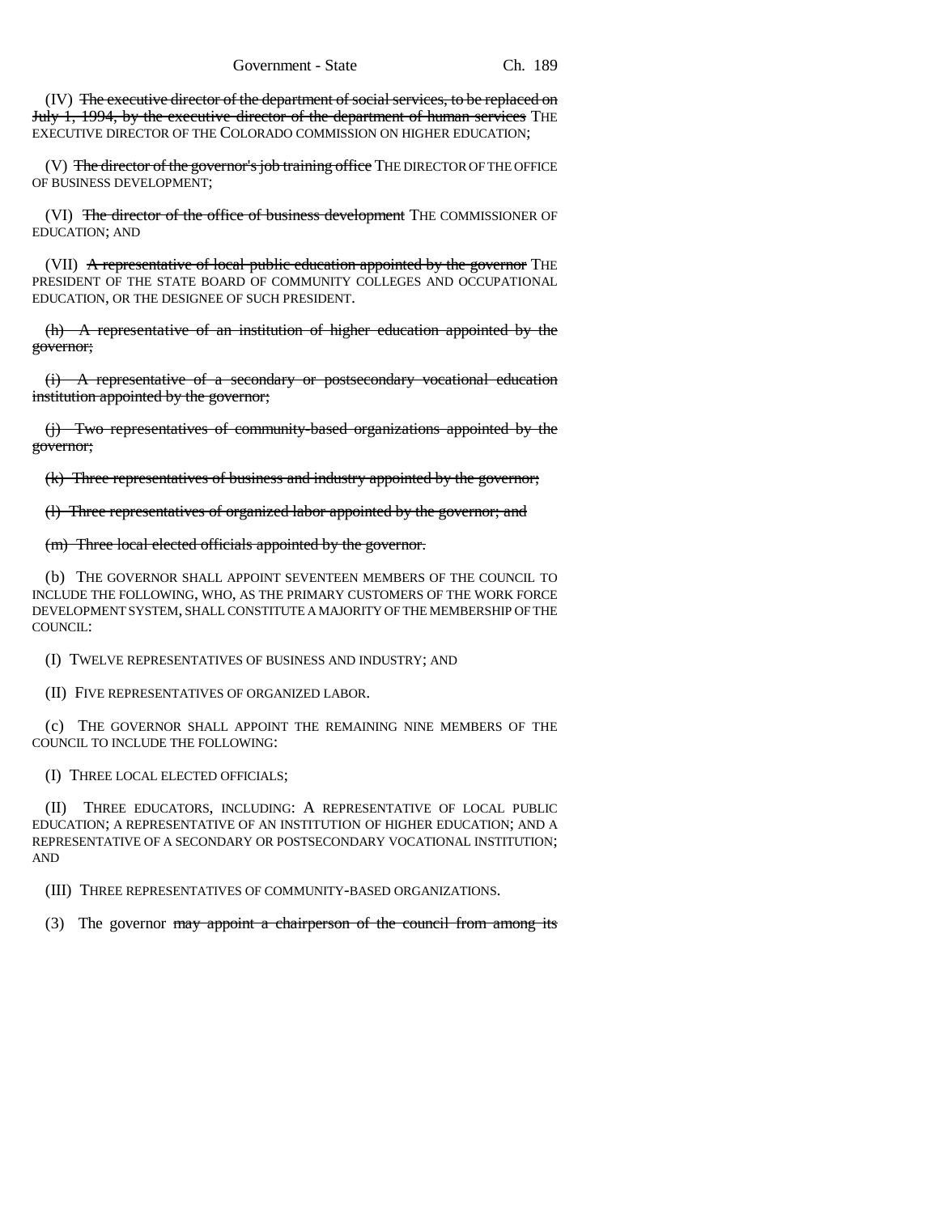(IV) ~~The executive director of the department of social services, to be replaced on July 1, 1994, by the executive director of the department of human services~~ THE EXECUTIVE DIRECTOR OF THE COLORADO COMMISSION ON HIGHER EDUCATION;

(V) ~~The director of the governor's job training office~~ THE DIRECTOR OF THE OFFICE OF BUSINESS DEVELOPMENT;

(VI) ~~The director of the office of business development~~ THE COMMISSIONER OF EDUCATION; AND

(VII) ~~A representative of local public education appointed by the governor~~ THE PRESIDENT OF THE STATE BOARD OF COMMUNITY COLLEGES AND OCCUPATIONAL EDUCATION, OR THE DESIGNEE OF SUCH PRESIDENT.

~~(h) A representative of an institution of higher education appointed by the governor;~~

~~(i) A representative of a secondary or postsecondary vocational education institution appointed by the governor;~~

~~(j) Two representatives of community-based organizations appointed by the governor;~~

~~(k) Three representatives of business and industry appointed by the governor;~~

~~(l) Three representatives of organized labor appointed by the governor; and~~

~~(m) Three local elected officials appointed by the governor.~~

(b) THE GOVERNOR SHALL APPOINT SEVENTEEN MEMBERS OF THE COUNCIL TO INCLUDE THE FOLLOWING, WHO, AS THE PRIMARY CUSTOMERS OF THE WORK FORCE DEVELOPMENT SYSTEM, SHALL CONSTITUTE A MAJORITY OF THE MEMBERSHIP OF THE COUNCIL:

(I) TWELVE REPRESENTATIVES OF BUSINESS AND INDUSTRY; AND

(II) FIVE REPRESENTATIVES OF ORGANIZED LABOR.

(c) THE GOVERNOR SHALL APPOINT THE REMAINING NINE MEMBERS OF THE COUNCIL TO INCLUDE THE FOLLOWING:

(I) THREE LOCAL ELECTED OFFICIALS;

(II) THREE EDUCATORS, INCLUDING: A REPRESENTATIVE OF LOCAL PUBLIC EDUCATION; A REPRESENTATIVE OF AN INSTITUTION OF HIGHER EDUCATION; AND A REPRESENTATIVE OF A SECONDARY OR POSTSECONDARY VOCATIONAL INSTITUTION; AND

(III) THREE REPRESENTATIVES OF COMMUNITY-BASED ORGANIZATIONS.

(3) The governor ~~may appoint a chairperson of the council from among its~~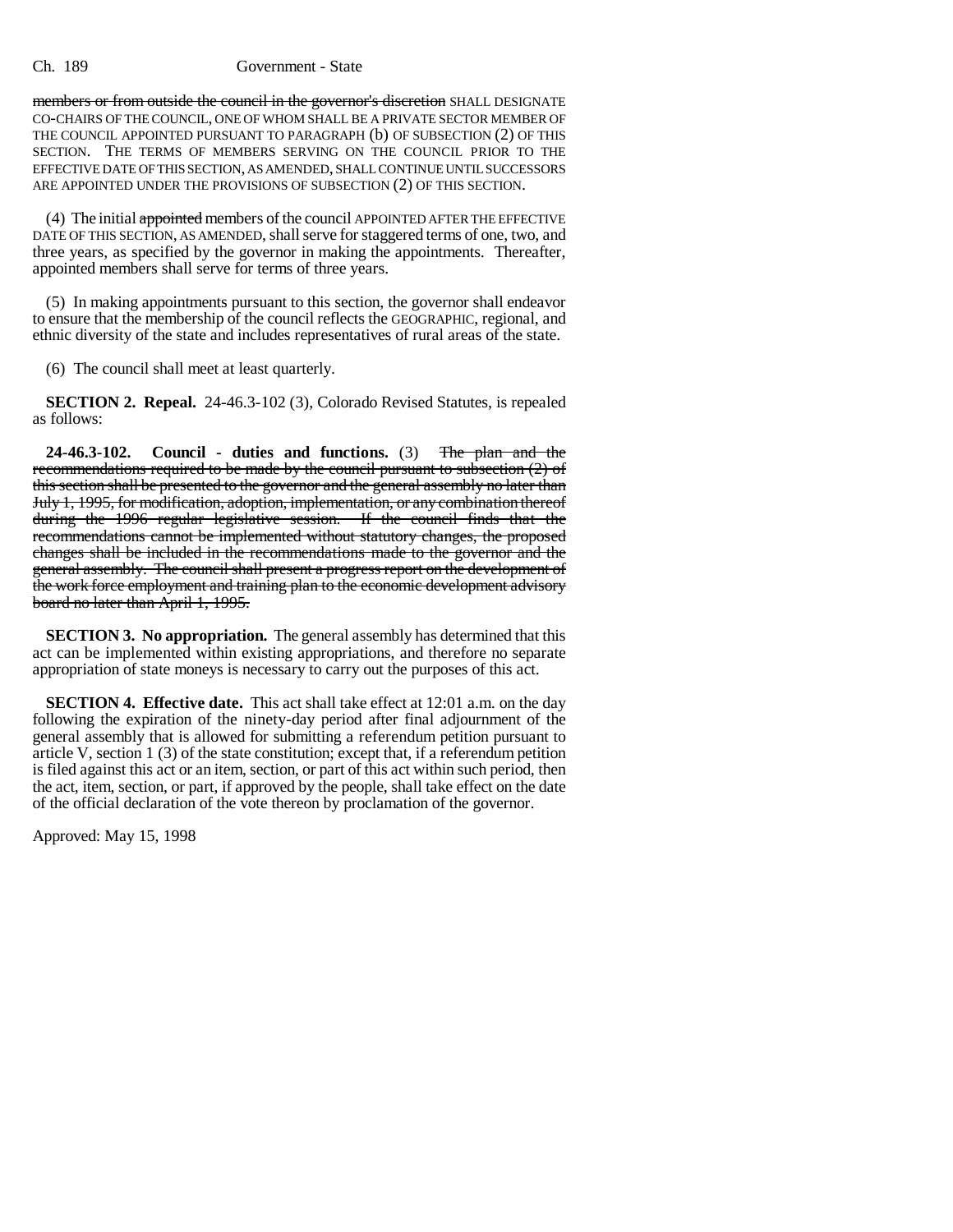~~members or from outside the council in the governor's discretion~~ SHALL DESIGNATE CO-CHAIRS OF THE COUNCIL, ONE OF WHOM SHALL BE A PRIVATE SECTOR MEMBER OF THE COUNCIL APPOINTED PURSUANT TO PARAGRAPH (b) OF SUBSECTION (2) OF THIS SECTION. THE TERMS OF MEMBERS SERVING ON THE COUNCIL PRIOR TO THE EFFECTIVE DATE OF THIS SECTION, AS AMENDED, SHALL CONTINUE UNTIL SUCCESSORS ARE APPOINTED UNDER THE PROVISIONS OF SUBSECTION (2) OF THIS SECTION.

(4) The initial ~~appointed~~ members of the council APPOINTED AFTER THE EFFECTIVE DATE OF THIS SECTION, AS AMENDED, shall serve for staggered terms of one, two, and three years, as specified by the governor in making the appointments. Thereafter, appointed members shall serve for terms of three years.

(5) In making appointments pursuant to this section, the governor shall endeavor to ensure that the membership of the council reflects the GEOGRAPHIC, regional, and ethnic diversity of the state and includes representatives of rural areas of the state.

(6) The council shall meet at least quarterly.

**SECTION 2. Repeal.** 24-46.3-102 (3), Colorado Revised Statutes, is repealed as follows:

**24-46.3-102. Council - duties and functions.** (3) ~~The plan and the recommendations required to be made by the council pursuant to subsection (2) of this section shall be presented to the governor and the general assembly no later than July 1, 1995, for modification, adoption, implementation, or any combination thereof during the 1996 regular legislative session. If the council finds that the recommendations cannot be implemented without statutory changes, the proposed changes shall be included in the recommendations made to the governor and the general assembly. The council shall present a progress report on the development of the work force employment and training plan to the economic development advisory board no later than April 1, 1995.~~

**SECTION 3. No appropriation.** The general assembly has determined that this act can be implemented within existing appropriations, and therefore no separate appropriation of state moneys is necessary to carry out the purposes of this act.

**SECTION 4. Effective date.** This act shall take effect at 12:01 a.m. on the day following the expiration of the ninety-day period after final adjournment of the general assembly that is allowed for submitting a referendum petition pursuant to article V, section 1 (3) of the state constitution; except that, if a referendum petition is filed against this act or an item, section, or part of this act within such period, then the act, item, section, or part, if approved by the people, shall take effect on the date of the official declaration of the vote thereon by proclamation of the governor.

Approved: May 15, 1998